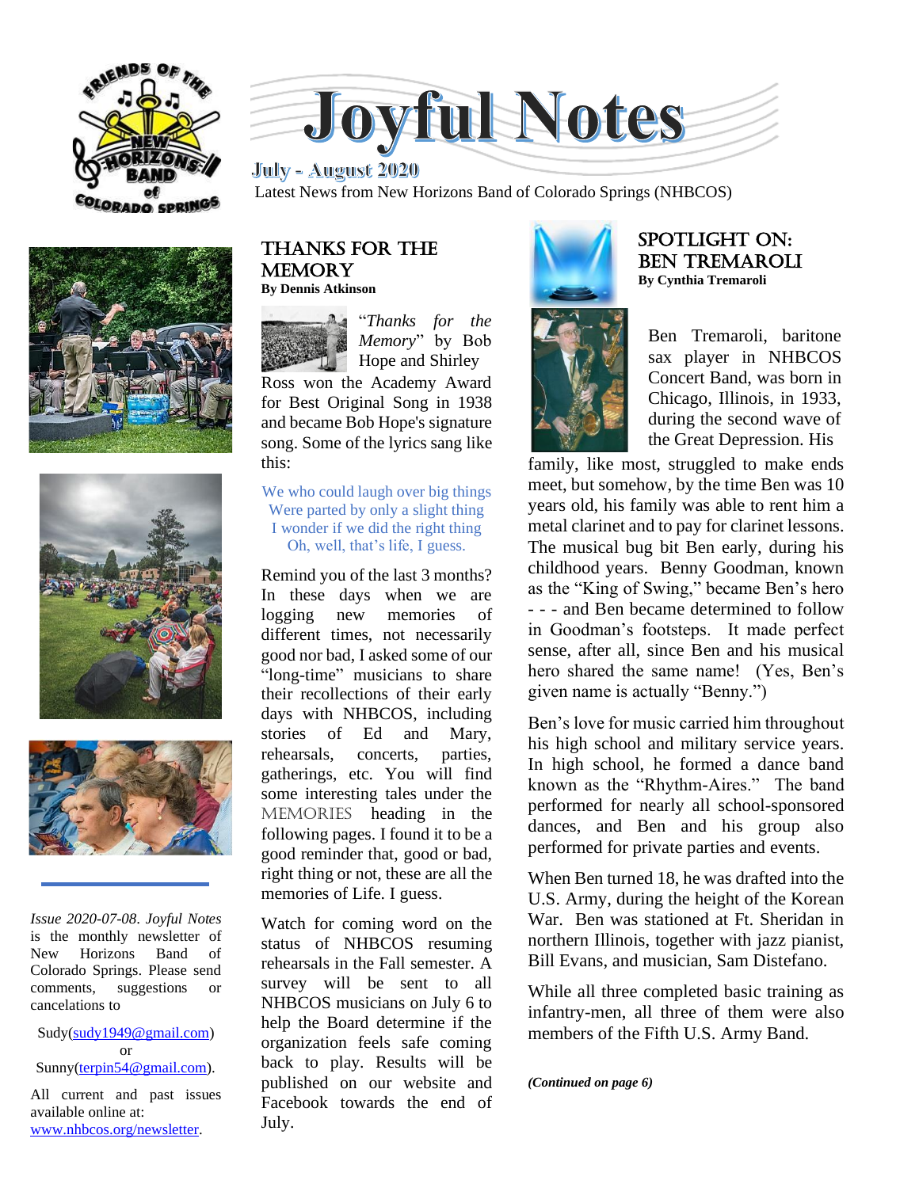# Joyful Notes

**July - August 2020**

Latest News from New Horizons Band of Colorado Springs (NHBCOS)

## Thanks for the Memory

**By Dennis Atkinson**

"*Thanks for the Memory*" by Bob Hope and Shirley Ross won the Academy Award for Best Original Song in 1938 and became Bob Hope's signature song. Some of the lyrics sang like this:

We who could laugh over big things  
Were parted by only a slight thing  
I wonder if we did the right thing  
Oh, well, that's life, I guess.

Remind you of the last 3 months? In these days when we are logging new memories of different times, not necessarily good nor bad, I asked some of our "long-time" musicians to share their recollections of their early days with NHBCOS, including stories of Ed and Mary, rehearsals, concerts, parties, gatherings, etc. You will find some interesting tales under the MEMORIES heading in the following pages. I found it to be a good reminder that, good or bad, right thing or not, these are all the memories of Life. I guess.

Watch for coming word on the status of NHBCOS resuming rehearsals in the Fall semester. A survey will be sent to all NHBCOS musicians on July 6 to help the Board determine if the organization feels safe coming back to play. Results will be published on our website and Facebook towards the end of July.

## Spotlight On: Ben Tremaroli

**By Cynthia Tremaroli**

Ben Tremaroli, baritone sax player in NHBCOS Concert Band, was born in Chicago, Illinois, in 1933, during the second wave of the Great Depression. His family, like most, struggled to make ends meet, but somehow, by the time Ben was 10 years old, his family was able to rent him a metal clarinet and to pay for clarinet lessons. The musical bug bit Ben early, during his childhood years. Benny Goodman, known as the "King of Swing," became Ben's hero - - - and Ben became determined to follow in Goodman's footsteps. It made perfect sense, after all, since Ben and his musical hero shared the same name! (Yes, Ben's given name is actually "Benny.")

Ben's love for music carried him throughout his high school and military service years. In high school, he formed a dance band known as the "Rhythm-Aires." The band performed for nearly all school-sponsored dances, and Ben and his group also performed for private parties and events.

When Ben turned 18, he was drafted into the U.S. Army, during the height of the Korean War. Ben was stationed at Ft. Sheridan in northern Illinois, together with jazz pianist, Bill Evans, and musician, Sam Distefano.

While all three completed basic training as infantry-men, all three of them were also members of the Fifth U.S. Army Band.

***(Continued on page 6)***

---

*Issue 2020-07-08. Joyful Notes* is the monthly newsletter of New Horizons Band of Colorado Springs. Please send comments, suggestions or cancelations to

Sudy(sudy1949@gmail.com)  
or  
Sunny(terpin54@gmail.com).

All current and past issues available online at: www.nhbcos.org/newsletter.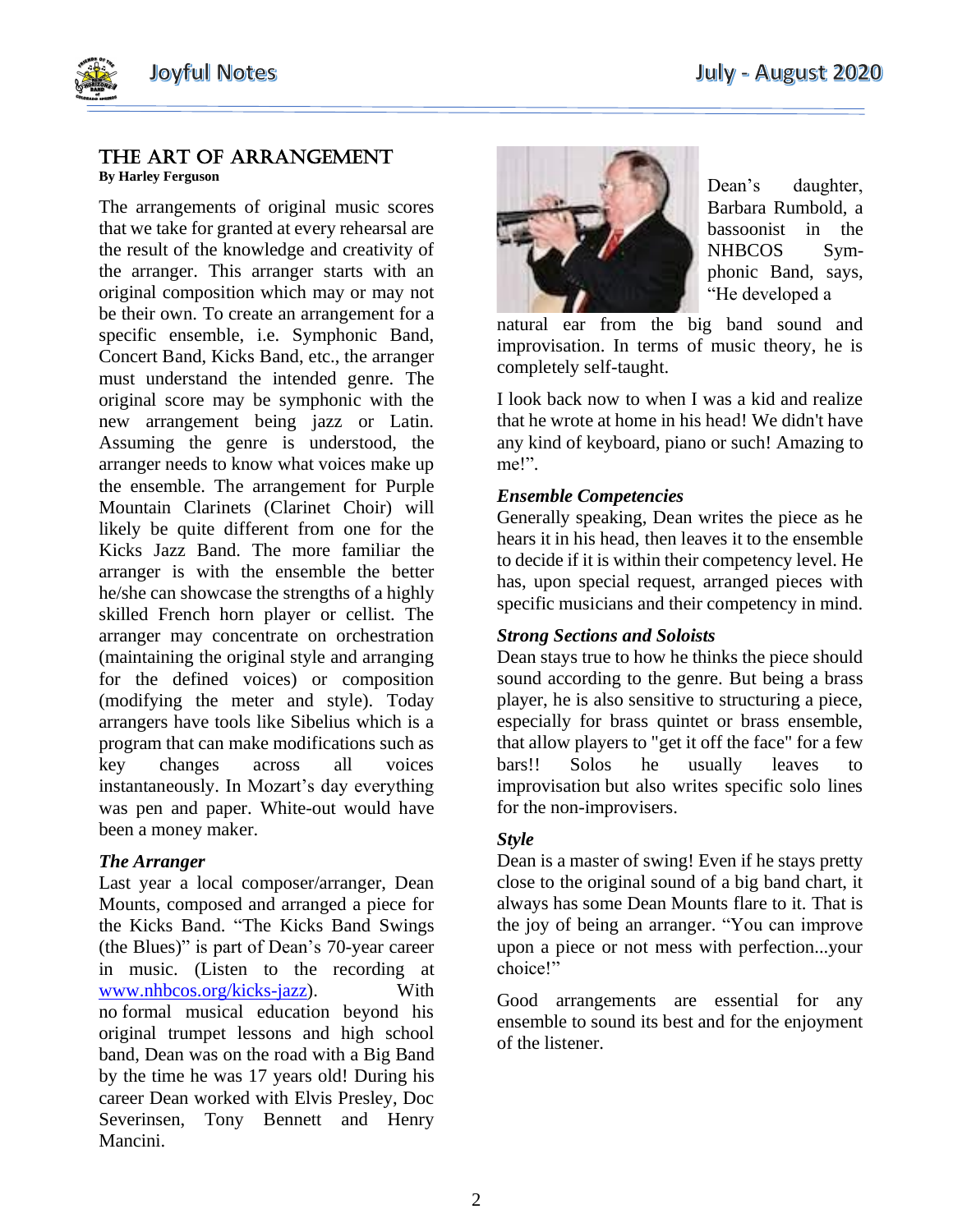# THE ART OF ARRANGEMENT

**By Harley Ferguson**

The arrangements of original music scores that we take for granted at every rehearsal are the result of the knowledge and creativity of the arranger. This arranger starts with an original composition which may or may not be their own. To create an arrangement for a specific ensemble, i.e. Symphonic Band, Concert Band, Kicks Band, etc., the arranger must understand the intended genre. The original score may be symphonic with the new arrangement being jazz or Latin. Assuming the genre is understood, the arranger needs to know what voices make up the ensemble. The arrangement for Purple Mountain Clarinets (Clarinet Choir) will likely be quite different from one for the Kicks Jazz Band. The more familiar the arranger is with the ensemble the better he/she can showcase the strengths of a highly skilled French horn player or cellist. The arranger may concentrate on orchestration (maintaining the original style and arranging for the defined voices) or composition (modifying the meter and style). Today arrangers have tools like Sibelius which is a program that can make modifications such as key changes across all voices instantaneously. In Mozart's day everything was pen and paper. White-out would have been a money maker.

***The Arranger***

Last year a local composer/arranger, Dean Mounts, composed and arranged a piece for the Kicks Band. "The Kicks Band Swings (the Blues)" is part of Dean's 70-year career in music. (Listen to the recording at [www.nhbcos.org/kicks-jazz](http://www.nhbcos.org/kicks-jazz)). With no formal musical education beyond his original trumpet lessons and high school band, Dean was on the road with a Big Band by the time he was 17 years old! During his career Dean worked with Elvis Presley, Doc Severinsen, Tony Bennett and Henry Mancini.

Dean's daughter, Barbara Rumbold, a bassoonist in the NHBCOS Symphonic Band, says, "He developed a natural ear from the big band sound and improvisation. In terms of music theory, he is completely self-taught.

I look back now to when I was a kid and realize that he wrote at home in his head! We didn't have any kind of keyboard, piano or such! Amazing to me!".

***Ensemble Competencies***

Generally speaking, Dean writes the piece as he hears it in his head, then leaves it to the ensemble to decide if it is within their competency level. He has, upon special request, arranged pieces with specific musicians and their competency in mind.

***Strong Sections and Soloists***

Dean stays true to how he thinks the piece should sound according to the genre. But being a brass player, he is also sensitive to structuring a piece, especially for brass quintet or brass ensemble, that allow players to "get it off the face" for a few bars!! Solos he usually leaves to improvisation but also writes specific solo lines for the non-improvisers.

***Style***

Dean is a master of swing! Even if he stays pretty close to the original sound of a big band chart, it always has some Dean Mounts flare to it. That is the joy of being an arranger. "You can improve upon a piece or not mess with perfection...your choice!"

Good arrangements are essential for any ensemble to sound its best and for the enjoyment of the listener.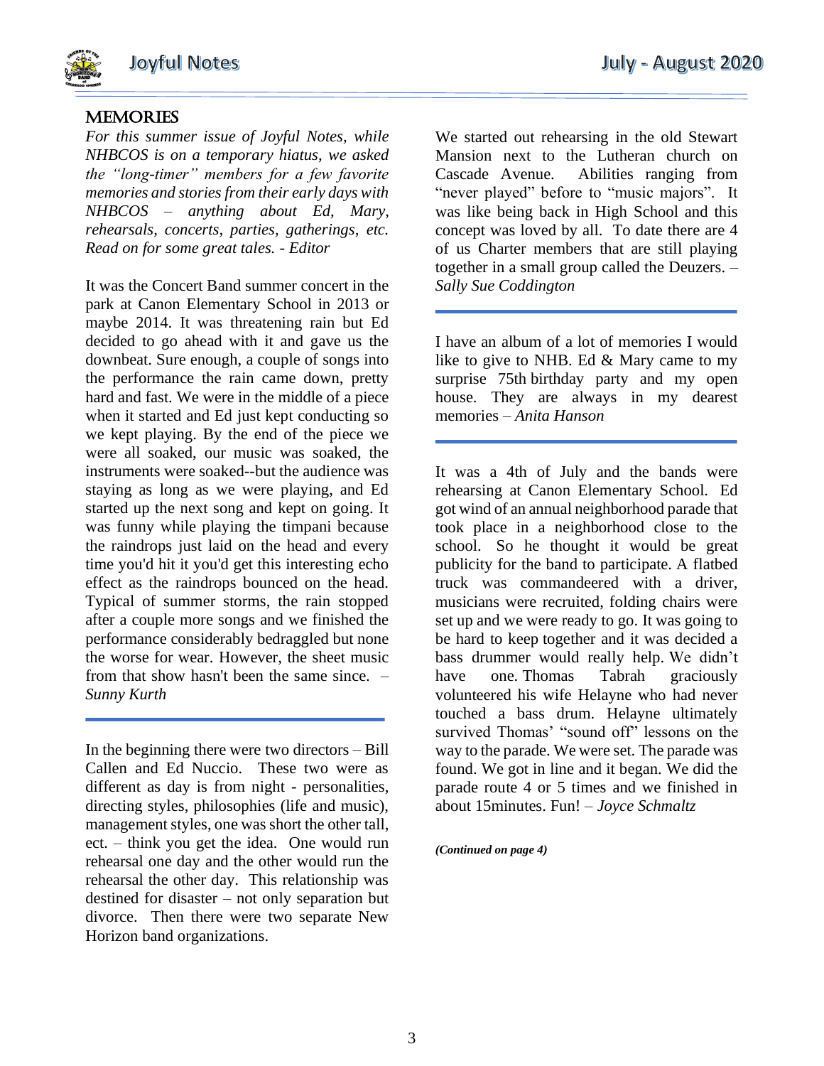## MEMORIES

*For this summer issue of Joyful Notes, while NHBCOS is on a temporary hiatus, we asked the "long-timer" members for a few favorite memories and stories from their early days with NHBCOS – anything about Ed, Mary, rehearsals, concerts, parties, gatherings, etc. Read on for some great tales. - Editor*

It was the Concert Band summer concert in the park at Canon Elementary School in 2013 or maybe 2014. It was threatening rain but Ed decided to go ahead with it and gave us the downbeat. Sure enough, a couple of songs into the performance the rain came down, pretty hard and fast. We were in the middle of a piece when it started and Ed just kept conducting so we kept playing. By the end of the piece we were all soaked, our music was soaked, the instruments were soaked--but the audience was staying as long as we were playing, and Ed started up the next song and kept on going. It was funny while playing the timpani because the raindrops just laid on the head and every time you'd hit it you'd get this interesting echo effect as the raindrops bounced on the head. Typical of summer storms, the rain stopped after a couple more songs and we finished the performance considerably bedraggled but none the worse for wear. However, the sheet music from that show hasn't been the same since. – *Sunny Kurth*

---

In the beginning there were two directors – Bill Callen and Ed Nuccio. These two were as different as day is from night - personalities, directing styles, philosophies (life and music), management styles, one was short the other tall, ect. – think you get the idea. One would run rehearsal one day and the other would run the rehearsal the other day. This relationship was destined for disaster – not only separation but divorce. Then there were two separate New Horizon band organizations.

We started out rehearsing in the old Stewart Mansion next to the Lutheran church on Cascade Avenue. Abilities ranging from "never played" before to "music majors". It was like being back in High School and this concept was loved by all. To date there are 4 of us Charter members that are still playing together in a small group called the Deuzers. – *Sally Sue Coddington*

---

I have an album of a lot of memories I would like to give to NHB. Ed & Mary came to my surprise 75th birthday party and my open house. They are always in my dearest memories – *Anita Hanson*

---

It was a 4th of July and the bands were rehearsing at Canon Elementary School. Ed got wind of an annual neighborhood parade that took place in a neighborhood close to the school. So he thought it would be great publicity for the band to participate. A flatbed truck was commandeered with a driver, musicians were recruited, folding chairs were set up and we were ready to go. It was going to be hard to keep together and it was decided a bass drummer would really help. We didn't have one. Thomas Tabrah graciously volunteered his wife Helayne who had never touched a bass drum. Helayne ultimately survived Thomas' "sound off" lessons on the way to the parade. We were set. The parade was found. We got in line and it began. We did the parade route 4 or 5 times and we finished in about 15minutes. Fun! – *Joyce Schmaltz*

***(Continued on page 4)***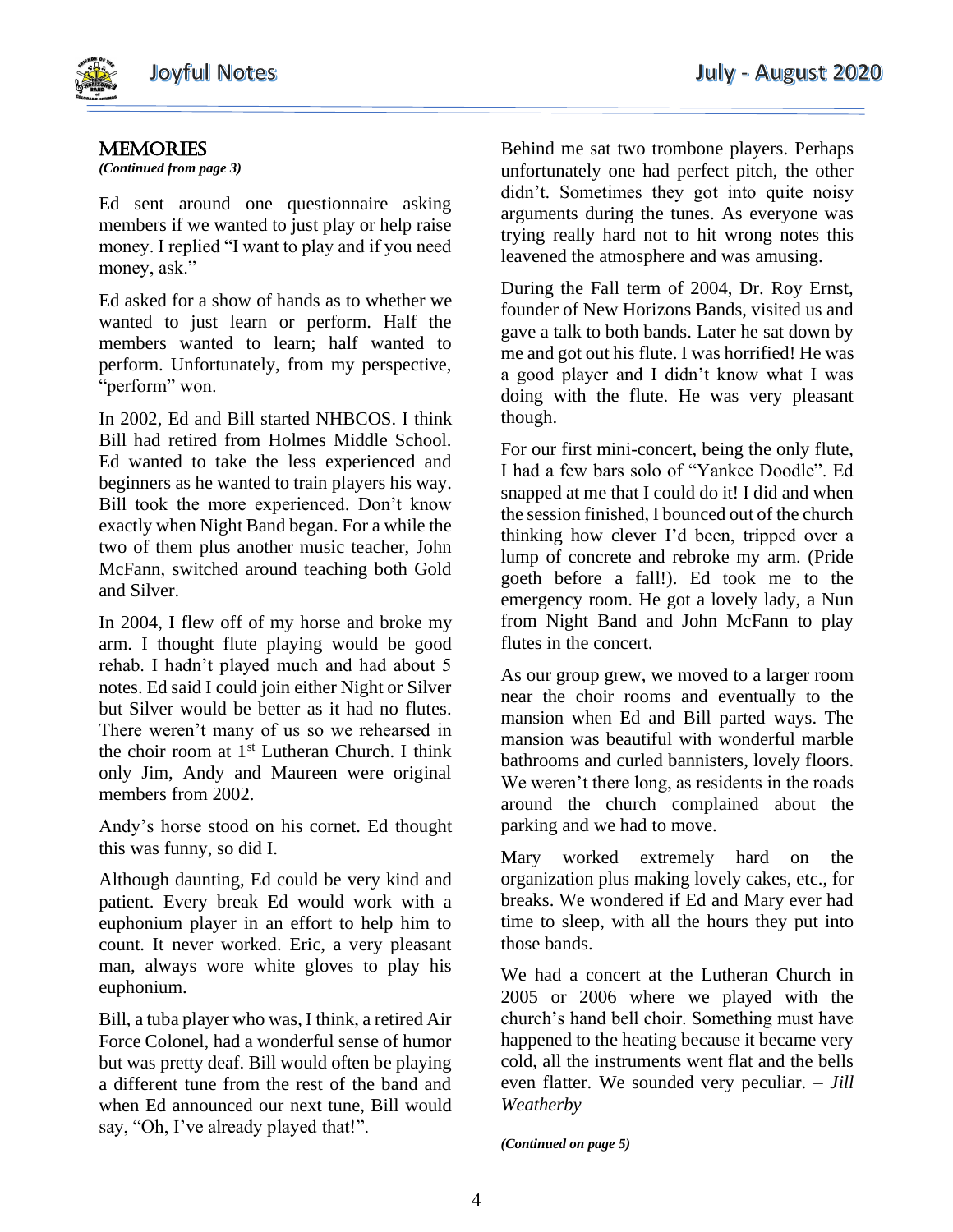## MEMORIES

*(Continued from page 3)*

Ed sent around one questionnaire asking members if we wanted to just play or help raise money. I replied "I want to play and if you need money, ask."

Ed asked for a show of hands as to whether we wanted to just learn or perform. Half the members wanted to learn; half wanted to perform. Unfortunately, from my perspective, "perform" won.

In 2002, Ed and Bill started NHBCOS. I think Bill had retired from Holmes Middle School. Ed wanted to take the less experienced and beginners as he wanted to train players his way. Bill took the more experienced. Don't know exactly when Night Band began. For a while the two of them plus another music teacher, John McFann, switched around teaching both Gold and Silver.

In 2004, I flew off of my horse and broke my arm. I thought flute playing would be good rehab. I hadn't played much and had about 5 notes. Ed said I could join either Night or Silver but Silver would be better as it had no flutes. There weren't many of us so we rehearsed in the choir room at 1st Lutheran Church. I think only Jim, Andy and Maureen were original members from 2002.

Andy's horse stood on his cornet. Ed thought this was funny, so did I.

Although daunting, Ed could be very kind and patient. Every break Ed would work with a euphonium player in an effort to help him to count. It never worked. Eric, a very pleasant man, always wore white gloves to play his euphonium.

Bill, a tuba player who was, I think, a retired Air Force Colonel, had a wonderful sense of humor but was pretty deaf. Bill would often be playing a different tune from the rest of the band and when Ed announced our next tune, Bill would say, "Oh, I've already played that!".

Behind me sat two trombone players. Perhaps unfortunately one had perfect pitch, the other didn't. Sometimes they got into quite noisy arguments during the tunes. As everyone was trying really hard not to hit wrong notes this leavened the atmosphere and was amusing.

During the Fall term of 2004, Dr. Roy Ernst, founder of New Horizons Bands, visited us and gave a talk to both bands. Later he sat down by me and got out his flute. I was horrified! He was a good player and I didn't know what I was doing with the flute. He was very pleasant though.

For our first mini-concert, being the only flute, I had a few bars solo of "Yankee Doodle". Ed snapped at me that I could do it! I did and when the session finished, I bounced out of the church thinking how clever I'd been, tripped over a lump of concrete and rebroke my arm. (Pride goeth before a fall!). Ed took me to the emergency room. He got a lovely lady, a Nun from Night Band and John McFann to play flutes in the concert.

As our group grew, we moved to a larger room near the choir rooms and eventually to the mansion when Ed and Bill parted ways. The mansion was beautiful with wonderful marble bathrooms and curled bannisters, lovely floors. We weren't there long, as residents in the roads around the church complained about the parking and we had to move.

Mary worked extremely hard on the organization plus making lovely cakes, etc., for breaks. We wondered if Ed and Mary ever had time to sleep, with all the hours they put into those bands.

We had a concert at the Lutheran Church in 2005 or 2006 where we played with the church's hand bell choir. Something must have happened to the heating because it became very cold, all the instruments went flat and the bells even flatter. We sounded very peculiar. – *Jill Weatherby*

*(Continued on page 5)*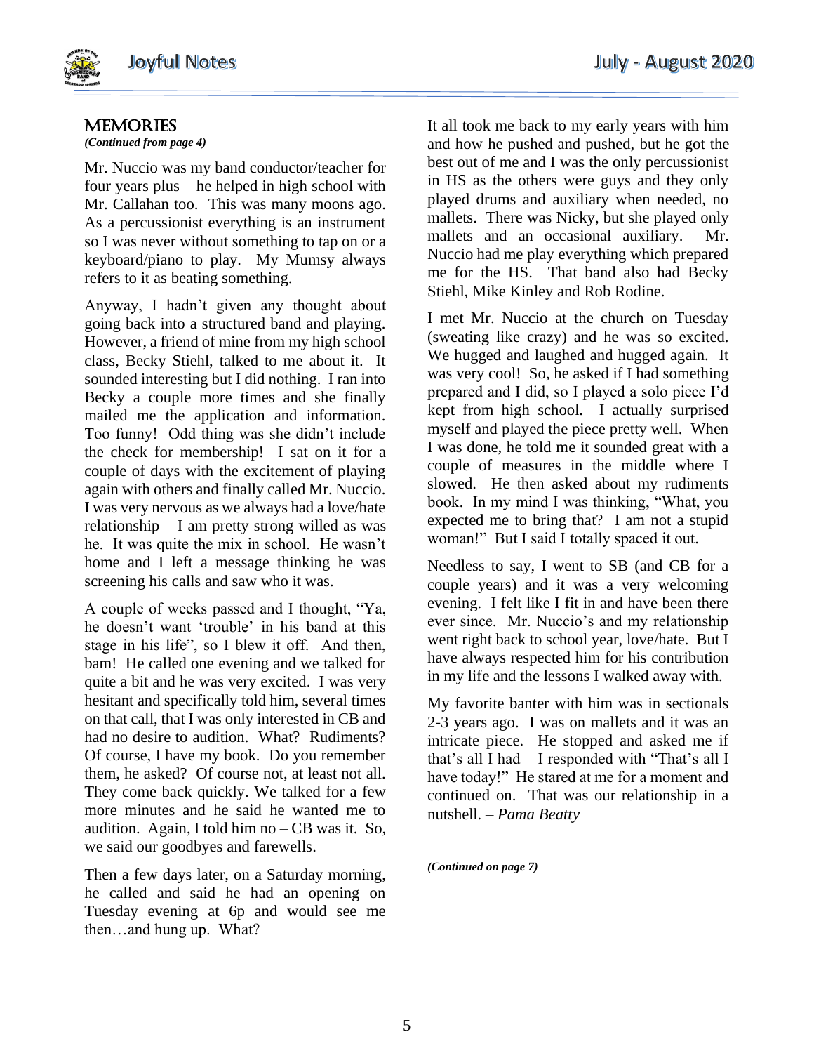## MEMORIES

***(Continued from page 4)***

Mr. Nuccio was my band conductor/teacher for four years plus – he helped in high school with Mr. Callahan too. This was many moons ago. As a percussionist everything is an instrument so I was never without something to tap on or a keyboard/piano to play. My Mumsy always refers to it as beating something.

Anyway, I hadn't given any thought about going back into a structured band and playing. However, a friend of mine from my high school class, Becky Stiehl, talked to me about it. It sounded interesting but I did nothing. I ran into Becky a couple more times and she finally mailed me the application and information. Too funny! Odd thing was she didn't include the check for membership! I sat on it for a couple of days with the excitement of playing again with others and finally called Mr. Nuccio. I was very nervous as we always had a love/hate relationship – I am pretty strong willed as was he. It was quite the mix in school. He wasn't home and I left a message thinking he was screening his calls and saw who it was.

A couple of weeks passed and I thought, "Ya, he doesn't want 'trouble' in his band at this stage in his life", so I blew it off. And then, bam! He called one evening and we talked for quite a bit and he was very excited. I was very hesitant and specifically told him, several times on that call, that I was only interested in CB and had no desire to audition. What? Rudiments? Of course, I have my book. Do you remember them, he asked? Of course not, at least not all. They come back quickly. We talked for a few more minutes and he said he wanted me to audition. Again, I told him no – CB was it. So, we said our goodbyes and farewells.

Then a few days later, on a Saturday morning, he called and said he had an opening on Tuesday evening at 6p and would see me then…and hung up. What?

It all took me back to my early years with him and how he pushed and pushed, but he got the best out of me and I was the only percussionist in HS as the others were guys and they only played drums and auxiliary when needed, no mallets. There was Nicky, but she played only mallets and an occasional auxiliary. Mr. Nuccio had me play everything which prepared me for the HS. That band also had Becky Stiehl, Mike Kinley and Rob Rodine.

I met Mr. Nuccio at the church on Tuesday (sweating like crazy) and he was so excited. We hugged and laughed and hugged again. It was very cool! So, he asked if I had something prepared and I did, so I played a solo piece I'd kept from high school. I actually surprised myself and played the piece pretty well. When I was done, he told me it sounded great with a couple of measures in the middle where I slowed. He then asked about my rudiments book. In my mind I was thinking, "What, you expected me to bring that? I am not a stupid woman!" But I said I totally spaced it out.

Needless to say, I went to SB (and CB for a couple years) and it was a very welcoming evening. I felt like I fit in and have been there ever since. Mr. Nuccio's and my relationship went right back to school year, love/hate. But I have always respected him for his contribution in my life and the lessons I walked away with.

My favorite banter with him was in sectionals 2-3 years ago. I was on mallets and it was an intricate piece. He stopped and asked me if that's all I had – I responded with "That's all I have today!" He stared at me for a moment and continued on. That was our relationship in a nutshell. – *Pama Beatty*

***(Continued on page 7)***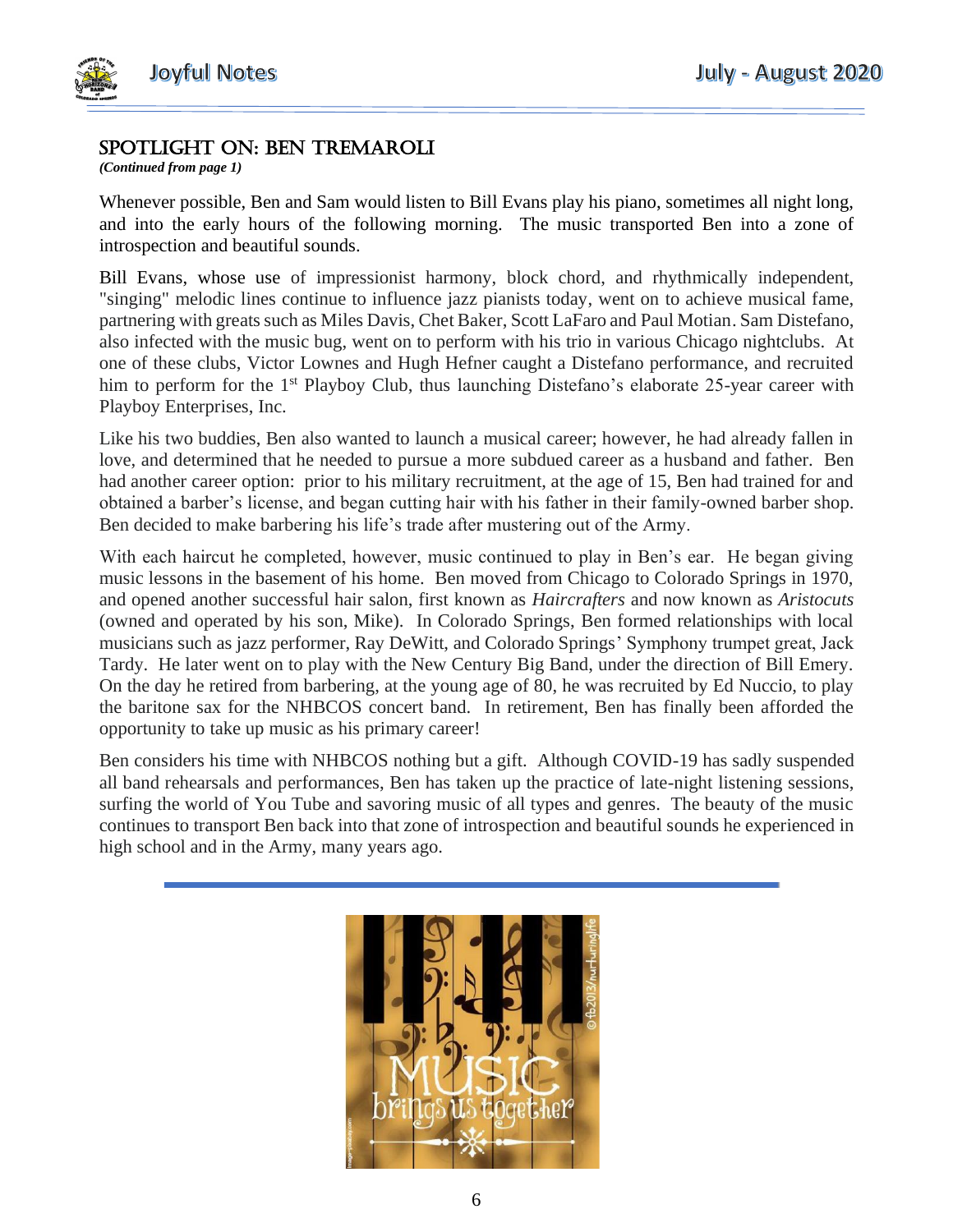## SPOTLIGHT ON: BEN TREMAROLI

***(Continued from page 1)***

Whenever possible, Ben and Sam would listen to Bill Evans play his piano, sometimes all night long, and into the early hours of the following morning. The music transported Ben into a zone of introspection and beautiful sounds.

Bill Evans, whose use of impressionist harmony, block chord, and rhythmically independent, "singing" melodic lines continue to influence jazz pianists today, went on to achieve musical fame, partnering with greats such as Miles Davis, Chet Baker, Scott LaFaro and Paul Motian. Sam Distefano, also infected with the music bug, went on to perform with his trio in various Chicago nightclubs. At one of these clubs, Victor Lownes and Hugh Hefner caught a Distefano performance, and recruited him to perform for the 1st Playboy Club, thus launching Distefano's elaborate 25-year career with Playboy Enterprises, Inc.

Like his two buddies, Ben also wanted to launch a musical career; however, he had already fallen in love, and determined that he needed to pursue a more subdued career as a husband and father. Ben had another career option: prior to his military recruitment, at the age of 15, Ben had trained for and obtained a barber's license, and began cutting hair with his father in their family-owned barber shop. Ben decided to make barbering his life's trade after mustering out of the Army.

With each haircut he completed, however, music continued to play in Ben's ear. He began giving music lessons in the basement of his home. Ben moved from Chicago to Colorado Springs in 1970, and opened another successful hair salon, first known as *Haircrafters* and now known as *Aristocuts* (owned and operated by his son, Mike). In Colorado Springs, Ben formed relationships with local musicians such as jazz performer, Ray DeWitt, and Colorado Springs' Symphony trumpet great, Jack Tardy. He later went on to play with the New Century Big Band, under the direction of Bill Emery. On the day he retired from barbering, at the young age of 80, he was recruited by Ed Nuccio, to play the baritone sax for the NHBCOS concert band. In retirement, Ben has finally been afforded the opportunity to take up music as his primary career!

Ben considers his time with NHBCOS nothing but a gift. Although COVID-19 has sadly suspended all band rehearsals and performances, Ben has taken up the practice of late-night listening sessions, surfing the world of You Tube and savoring music of all types and genres. The beauty of the music continues to transport Ben back into that zone of introspection and beautiful sounds he experienced in high school and in the Army, many years ago.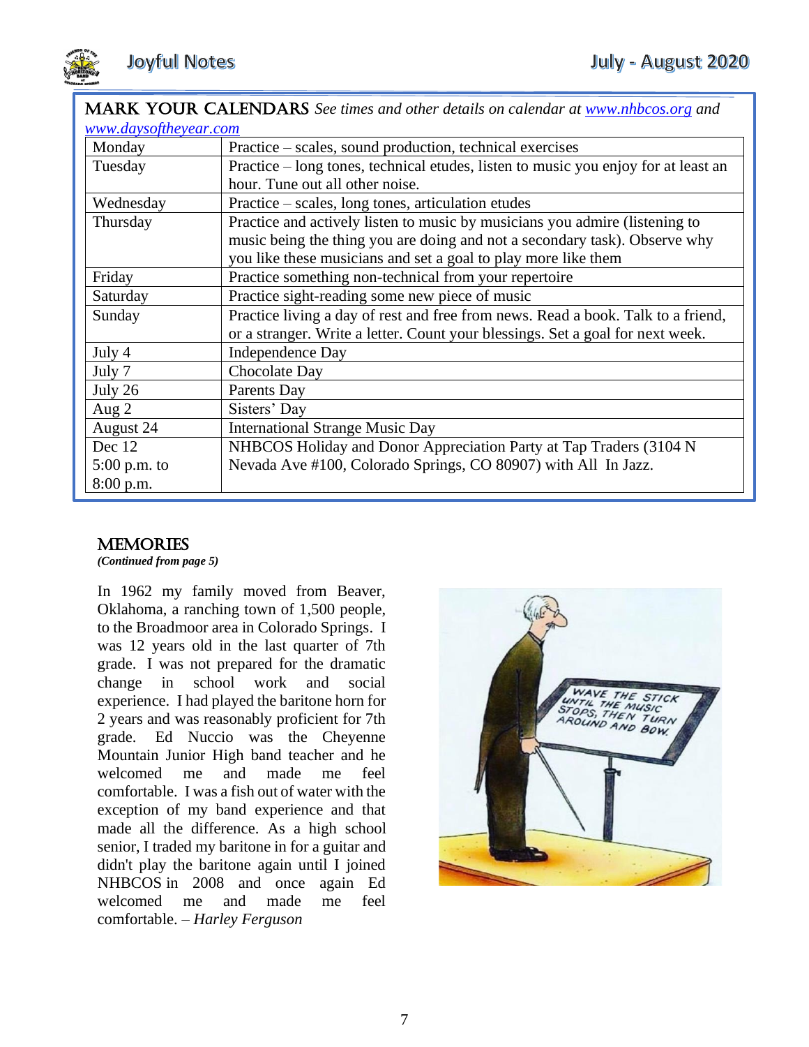## MARK YOUR CALENDARS

*See times and other details on calendar at [www.nhbcos.org](www.nhbcos.org) and [www.daysoftheyear.com](www.daysoftheyear.com)*

| | |
|---|---|
| Monday | Practice – scales, sound production, technical exercises |
| Tuesday | Practice – long tones, technical etudes, listen to music you enjoy for at least an hour. Tune out all other noise. |
| Wednesday | Practice – scales, long tones, articulation etudes |
| Thursday | Practice and actively listen to music by musicians you admire (listening to music being the thing you are doing and not a secondary task). Observe why you like these musicians and set a goal to play more like them |
| Friday | Practice something non-technical from your repertoire |
| Saturday | Practice sight-reading some new piece of music |
| Sunday | Practice living a day of rest and free from news. Read a book. Talk to a friend, or a stranger. Write a letter. Count your blessings. Set a goal for next week. |
| July 4 | Independence Day |
| July 7 | Chocolate Day |
| July 26 | Parents Day |
| Aug 2 | Sisters' Day |
| August 24 | International Strange Music Day |
| Dec 12 5:00 p.m. to 8:00 p.m. | NHBCOS Holiday and Donor Appreciation Party at Tap Traders (3104 N Nevada Ave #100, Colorado Springs, CO 80907) with All In Jazz. |

## MEMORIES

***(Continued from page 5)***

In 1962 my family moved from Beaver, Oklahoma, a ranching town of 1,500 people, to the Broadmoor area in Colorado Springs. I was 12 years old in the last quarter of 7th grade. I was not prepared for the dramatic change in school work and social experience. I had played the baritone horn for 2 years and was reasonably proficient for 7th grade. Ed Nuccio was the Cheyenne Mountain Junior High band teacher and he welcomed me and made me feel comfortable. I was a fish out of water with the exception of my band experience and that made all the difference. As a high school senior, I traded my baritone in for a guitar and didn't play the baritone again until I joined NHBCOS in 2008 and once again Ed welcomed me and made me feel comfortable. – *Harley Ferguson*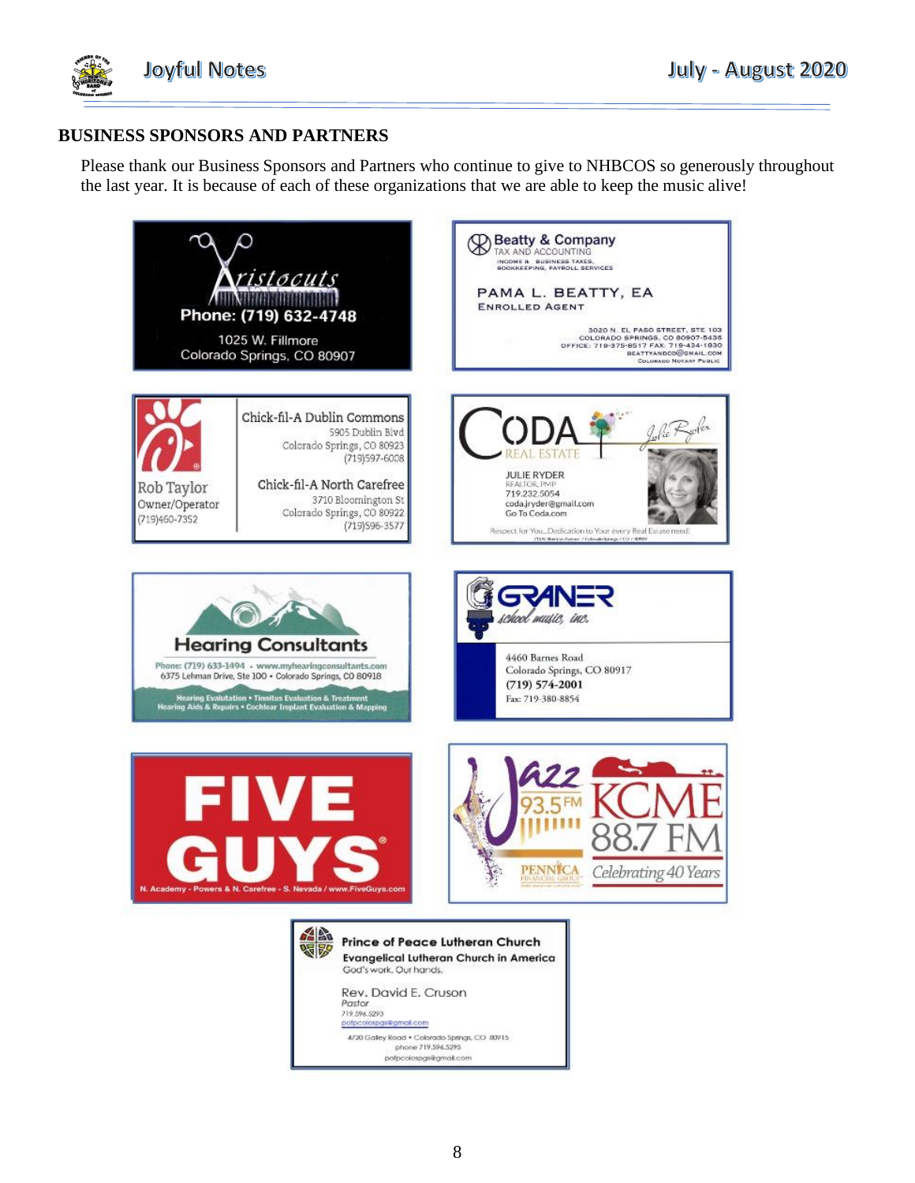## BUSINESS SPONSORS AND PARTNERS

Please thank our Business Sponsors and Partners who continue to give to NHBCOS so generously throughout the last year. It is because of each of these organizations that we are able to keep the music alive!

**Aristocuts**
Phone: (719) 632-4748
1025 W. Fillmore
Colorado Springs, CO 80907

**Beatty & Company**
TAX AND ACCOUNTING
INCOME & BUSINESS TAXES, BOOKKEEPING, PAYROLL SERVICES
PAMA L. BEATTY, EA
ENROLLED AGENT
3020 N. EL PASO STREET, STE 103
COLORADO SPRINGS, CO 80907-5436
OFFICE: 719-375-6517 FAX: 719-434-1830
BEATTYANDCO@GMAIL.COM
COLORADO NOTARY PUBLIC

**Chick-fil-A**
Rob Taylor
Owner/Operator
(719)460-7352

Chick-fil-A Dublin Commons
5905 Dublin Blvd
Colorado Springs, CO 80923
(719)597-6008

Chick-fil-A North Carefree
3710 Bloomington St
Colorado Springs, CO 80922
(719)596-3577

**CODA REAL ESTATE**
JULIE RYDER
REALTOR, PMP
719.232.5054
coda.jryder@gmail.com
Go To Coda.com
Respect for You...Dedication to Your every Real Estate need!

**Hearing Consultants**
Phone: (719) 633-1494 • www.myhearingconsultants.com
6375 Lehman Drive, Ste 100 • Colorado Springs, CO 80918
Hearing Evalutation • Tinnitus Evaluation & Treatment
Hearing Aids & Repairs • Cochlear Implant Evaluation & Mapping

**GRANER school music, inc.**
4460 Barnes Road
Colorado Springs, CO 80917
(719) 574-2001
Fax: 719-380-8854

**FIVE GUYS**
N. Academy - Powers & N. Carefree - S. Nevada / www.FiveGuys.com

**Jazz 93.5 FM / KCME 88.7 FM**
PENNICA FINANCIAL GROUP
Celebrating 40 Years

**Prince of Peace Lutheran Church**
Evangelical Lutheran Church in America
God's work. Our hands.
Rev. David E. Cruson
Pastor
719.596.5293
popcolospgs@gmail.com
4720 Galley Road • Colorado Springs, CO 80915
phone 719.596.5295
popcolospgs@gmail.com